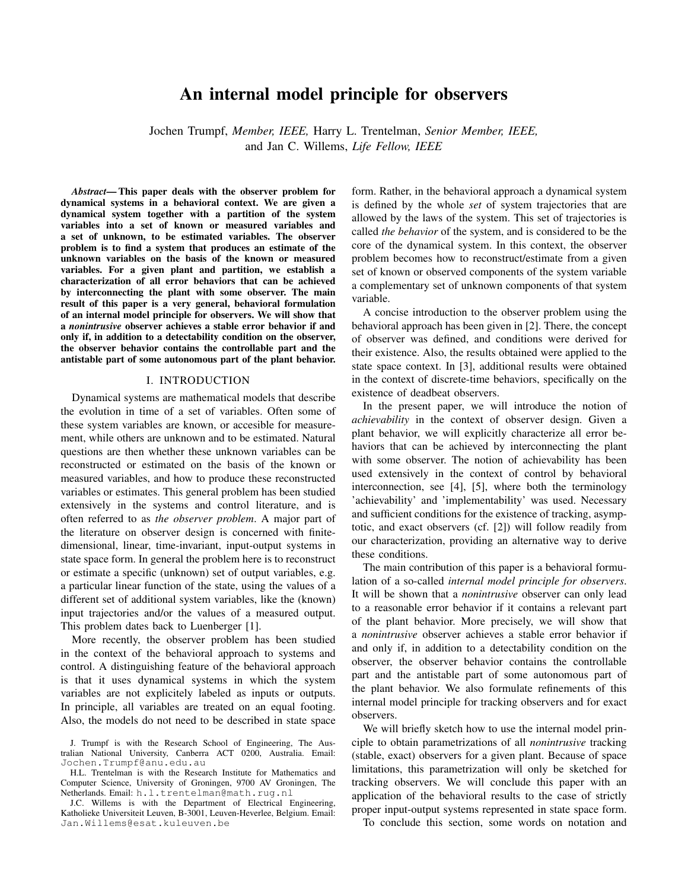# An internal model principle for observers

Jochen Trumpf, *Member, IEEE,* Harry L. Trentelman, *Senior Member, IEEE,* and Jan C. Willems, *Life Fellow, IEEE*

***Abstract*— This paper deals with the observer problem for dynamical systems in a behavioral context. We are given a dynamical system together with a partition of the system variables into a set of known or measured variables and a set of unknown, to be estimated variables. The observer problem is to find a system that produces an estimate of the unknown variables on the basis of the known or measured variables. For a given plant and partition, we establish a characterization of all error behaviors that can be achieved by interconnecting the plant with some observer. The main result of this paper is a very general, behavioral formulation of an internal model principle for observers. We will show that a *nonintrusive* observer achieves a stable error behavior if and only if, in addition to a detectability condition on the observer, the observer behavior contains the controllable part and the antistable part of some autonomous part of the plant behavior.**

## I. INTRODUCTION

Dynamical systems are mathematical models that describe the evolution in time of a set of variables. Often some of these system variables are known, or accesible for measurement, while others are unknown and to be estimated. Natural questions are then whether these unknown variables can be reconstructed or estimated on the basis of the known or measured variables, and how to produce these reconstructed variables or estimates. This general problem has been studied extensively in the systems and control literature, and is often referred to as *the observer problem*. A major part of the literature on observer design is concerned with finite-dimensional, linear, time-invariant, input-output systems in state space form. In general the problem here is to reconstruct or estimate a specific (unknown) set of output variables, e.g. a particular linear function of the state, using the values of a different set of additional system variables, like the (known) input trajectories and/or the values of a measured output. This problem dates back to Luenberger [1].

More recently, the observer problem has been studied in the context of the behavioral approach to systems and control. A distinguishing feature of the behavioral approach is that it uses dynamical systems in which the system variables are not explicitely labeled as inputs or outputs. In principle, all variables are treated on an equal footing. Also, the models do not need to be described in state space form. Rather, in the behavioral approach a dynamical system is defined by the whole *set* of system trajectories that are allowed by the laws of the system. This set of trajectories is called *the behavior* of the system, and is considered to be the core of the dynamical system. In this context, the observer problem becomes how to reconstruct/estimate from a given set of known or observed components of the system variable a complementary set of unknown components of that system variable.

A concise introduction to the observer problem using the behavioral approach has been given in [2]. There, the concept of observer was defined, and conditions were derived for their existence. Also, the results obtained were applied to the state space context. In [3], additional results were obtained in the context of discrete-time behaviors, specifically on the existence of deadbeat observers.

In the present paper, we will introduce the notion of *achievability* in the context of observer design. Given a plant behavior, we will explicitly characterize all error behaviors that can be achieved by interconnecting the plant with some observer. The notion of achievability has been used extensively in the context of control by behavioral interconnection, see [4], [5], where both the terminology 'achievability' and 'implementability' was used. Necessary and sufficient conditions for the existence of tracking, asymptotic, and exact observers (cf. [2]) will follow readily from our characterization, providing an alternative way to derive these conditions.

The main contribution of this paper is a behavioral formulation of a so-called *internal model principle for observers*. It will be shown that a *nonintrusive* observer can only lead to a reasonable error behavior if it contains a relevant part of the plant behavior. More precisely, we will show that a *nonintrusive* observer achieves a stable error behavior if and only if, in addition to a detectability condition on the observer, the observer behavior contains the controllable part and the antistable part of some autonomous part of the plant behavior. We also formulate refinements of this internal model principle for tracking observers and for exact observers.

We will briefly sketch how to use the internal model principle to obtain parametrizations of all *nonintrusive* tracking (stable, exact) observers for a given plant. Because of space limitations, this parametrization will only be sketched for tracking observers. We will conclude this paper with an application of the behavioral results to the case of strictly proper input-output systems represented in state space form.

To conclude this section, some words on notation and

J. Trumpf is with the Research School of Engineering, The Australian National University, Canberra ACT 0200, Australia. Email: Jochen.Trumpf@anu.edu.au

H.L. Trentelman is with the Research Institute for Mathematics and Computer Science, University of Groningen, 9700 AV Groningen, The Netherlands. Email: h.l.trentelman@math.rug.nl

J.C. Willems is with the Department of Electrical Engineering, Katholieke Universiteit Leuven, B-3001, Leuven-Heverlee, Belgium. Email: Jan.Willems@esat.kuleuven.be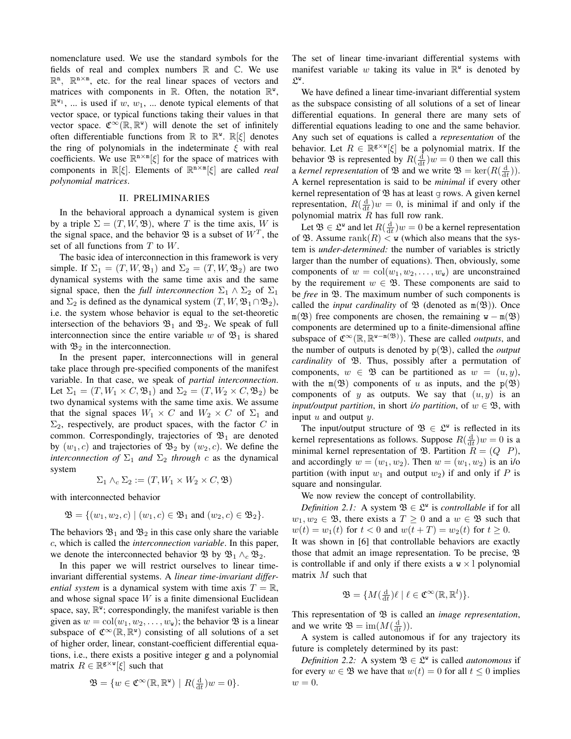nomenclature used. We use the standard symbols for the fields of real and complex numbers $\mathbb{R}$ and $\mathbb{C}$. We use $\mathbb{R}^{\mathtt{n}}$, $\mathbb{R}^{\mathtt{n}\times\mathtt{m}}$, etc. for the real linear spaces of vectors and matrices with components in $\mathbb{R}$. Often, the notation $\mathbb{R}^{\mathtt{w}}$, $\mathbb{R}^{\mathtt{w}_1}$, ... is used if $w$, $w_1$, ... denote typical elements of that vector space, or typical functions taking their values in that vector space. $\mathfrak{C}^\infty(\mathbb{R},\mathbb{R}^{\mathtt{w}})$ will denote the set of infinitely often differentiable functions from $\mathbb{R}$ to $\mathbb{R}^{\mathtt{w}}$. $\mathbb{R}[\xi]$ denotes the ring of polynomials in the indeterminate $\xi$ with real coefficients. We use $\mathbb{R}^{\mathtt{n}\times\mathtt{m}}[\xi]$ for the space of matrices with components in $\mathbb{R}[\xi]$. Elements of $\mathbb{R}^{\mathtt{n}\times\mathtt{m}}[\xi]$ are called *real polynomial matrices*.

## II. PRELIMINARIES

In the behavioral approach a dynamical system is given by a triple $\Sigma = (T, W, \mathfrak{B})$, where $T$ is the time axis, $W$ is the signal space, and the behavior $\mathfrak{B}$ is a subset of $W^T$, the set of all functions from $T$ to $W$.

The basic idea of interconnection in this framework is very simple. If $\Sigma_1 = (T, W, \mathfrak{B}_1)$ and $\Sigma_2 = (T, W, \mathfrak{B}_2)$ are two dynamical systems with the same time axis and the same signal space, then the *full interconnection* $\Sigma_1 \wedge \Sigma_2$ of $\Sigma_1$ and $\Sigma_2$ is defined as the dynamical system $(T, W, \mathfrak{B}_1 \cap \mathfrak{B}_2)$, i.e. the system whose behavior is equal to the set-theoretic intersection of the behaviors $\mathfrak{B}_1$ and $\mathfrak{B}_2$. We speak of full interconnection since the entire variable $w$ of $\mathfrak{B}_1$ is shared with $\mathfrak{B}_2$ in the interconnection.

In the present paper, interconnections will in general take place through pre-specified components of the manifest variable. In that case, we speak of *partial interconnection*. Let $\Sigma_1 = (T, W_1 \times C, \mathfrak{B}_1)$ and $\Sigma_2 = (T, W_2 \times C, \mathfrak{B}_2)$ be two dynamical systems with the same time axis. We assume that the signal spaces $W_1 \times C$ and $W_2 \times C$ of $\Sigma_1$ and $\Sigma_2$, respectively, are product spaces, with the factor $C$ in common. Correspondingly, trajectories of $\mathfrak{B}_1$ are denoted by $(w_1, c)$ and trajectories of $\mathfrak{B}_2$ by $(w_2, c)$. We define the *interconnection of* $\Sigma_1$ *and* $\Sigma_2$ *through* $c$ as the dynamical system

$$\Sigma_1 \wedge_c \Sigma_2 := (T, W_1 \times W_2 \times C, \mathfrak{B})$$

with interconnected behavior

$$\mathfrak{B} = \{(w_1, w_2, c) \mid (w_1, c) \in \mathfrak{B}_1 \text{ and } (w_2, c) \in \mathfrak{B}_2\}.$$

The behaviors $\mathfrak{B}_1$ and $\mathfrak{B}_2$ in this case only share the variable $c$, which is called the *interconnection variable*. In this paper, we denote the interconnected behavior $\mathfrak{B}$ by $\mathfrak{B}_1 \wedge_c \mathfrak{B}_2$.

In this paper we will restrict ourselves to linear time-invariant differential systems. A *linear time-invariant differential system* is a dynamical system with time axis $T = \mathbb{R}$, and whose signal space $W$ is a finite dimensional Euclidean space, say, $\mathbb{R}^{\mathtt{w}}$; correspondingly, the manifest variable is then given as $w = \operatorname{col}(w_1, w_2, \ldots, w_{\mathtt{w}})$; the behavior $\mathfrak{B}$ is a linear subspace of $\mathfrak{C}^\infty(\mathbb{R},\mathbb{R}^{\mathtt{w}})$ consisting of all solutions of a set of higher order, linear, constant-coefficient differential equations, i.e., there exists a positive integer $\mathtt{g}$ and a polynomial matrix $R \in \mathbb{R}^{\mathtt{g}\times\mathtt{w}}[\xi]$ such that

$$\mathfrak{B} = \{w \in \mathfrak{C}^\infty(\mathbb{R},\mathbb{R}^{\mathtt{w}}) \mid R(\tfrac{\mathrm{d}}{\mathrm{d}t})w = 0\}.$$

The set of linear time-invariant differential systems with manifest variable $w$ taking its value in $\mathbb{R}^{\mathtt{w}}$ is denoted by $\mathfrak{L}^{\mathtt{w}}$.

We have defined a linear time-invariant differential system as the subspace consisting of all solutions of a set of linear differential equations. In general there are many sets of differential equations leading to one and the same behavior. Any such set of equations is called a *representation* of the behavior. Let $R \in \mathbb{R}^{\mathtt{g}\times\mathtt{w}}[\xi]$ be a polynomial matrix. If the behavior $\mathfrak{B}$ is represented by $R(\frac{\mathrm{d}}{\mathrm{d}t})w = 0$ then we call this a *kernel representation* of $\mathfrak{B}$ and we write $\mathfrak{B} = \ker(R(\frac{\mathrm{d}}{\mathrm{d}t}))$. A kernel representation is said to be *minimal* if every other kernel representation of $\mathfrak{B}$ has at least $\mathtt{g}$ rows. A given kernel representation, $R(\frac{\mathrm{d}}{\mathrm{d}t})w = 0$, is minimal if and only if the polynomial matrix $R$ has full row rank.

Let $\mathfrak{B} \in \mathfrak{L}^{\mathtt{w}}$ and let $R(\frac{\mathrm{d}}{\mathrm{d}t})w = 0$ be a kernel representation of $\mathfrak{B}$. Assume $\operatorname{rank}(R) < \mathtt{w}$ (which also means that the system is *under-determined:* the number of variables is strictly larger than the number of equations). Then, obviously, some components of $w = \operatorname{col}(w_1, w_2, \ldots, w_{\mathtt{w}})$ are unconstrained by the requirement $w \in \mathfrak{B}$. These components are said to be *free* in $\mathfrak{B}$. The maximum number of such components is called the *input cardinality* of $\mathfrak{B}$ (denoted as $\mathtt{m}(\mathfrak{B})$). Once $\mathtt{m}(\mathfrak{B})$ free components are chosen, the remaining $\mathtt{w} - \mathtt{m}(\mathfrak{B})$ components are determined up to a finite-dimensional affine subspace of $\mathfrak{C}^\infty(\mathbb{R},\mathbb{R}^{\mathtt{w}-\mathtt{m}(\mathfrak{B})})$. These are called *outputs*, and the number of outputs is denoted by $\mathtt{p}(\mathfrak{B})$, called the *output cardinality* of $\mathfrak{B}$. Thus, possibly after a permutation of components, $w \in \mathfrak{B}$ can be partitioned as $w = (u, y)$, with the $\mathtt{m}(\mathfrak{B})$ components of $u$ as inputs, and the $\mathtt{p}(\mathfrak{B})$ components of $y$ as outputs. We say that $(u, y)$ is an *input/output partition*, in short *i/o partition*, of $w \in \mathfrak{B}$, with input $u$ and output $y$.

The input/output structure of $\mathfrak{B} \in \mathfrak{L}^{\mathtt{w}}$ is reflected in its kernel representations as follows. Suppose $R(\frac{\mathrm{d}}{\mathrm{d}t})w = 0$ is a minimal kernel representation of $\mathfrak{B}$. Partition $R = (Q \;\; P)$, and accordingly $w = (w_1, w_2)$. Then $w = (w_1, w_2)$ is an i/o partition (with input $w_1$ and output $w_2$) if and only if $P$ is square and nonsingular.

We now review the concept of controllability.

*Definition 2.1:* A system $\mathfrak{B} \in \mathfrak{L}^{\mathtt{w}}$ is *controllable* if for all $w_1, w_2 \in \mathfrak{B}$, there exists a $T \geq 0$ and a $w \in \mathfrak{B}$ such that $w(t) = w_1(t)$ for $t < 0$ and $w(t + T) = w_2(t)$ for $t \geq 0$.

It was shown in [6] that controllable behaviors are exactly those that admit an image representation. To be precise, $\mathfrak{B}$ is controllable if and only if there exists a $\mathtt{w} \times \mathtt{l}$ polynomial matrix $M$ such that

$$\mathfrak{B} = \{M(\tfrac{\mathrm{d}}{\mathrm{d}t})\ell \mid \ell \in \mathfrak{C}^\infty(\mathbb{R},\mathbb{R}^{l})\}.$$

This representation of $\mathfrak{B}$ is called an *image representation*, and we write $\mathfrak{B} = \operatorname{im}(M(\frac{\mathrm{d}}{\mathrm{d}t}))$.

A system is called autonomous if for any trajectory its future is completely determined by its past:

*Definition 2.2:* A system $\mathfrak{B} \in \mathfrak{L}^{\mathtt{w}}$ is called *autonomous* if for every $w \in \mathfrak{B}$ we have that $w(t) = 0$ for all $t \leq 0$ implies $w = 0$.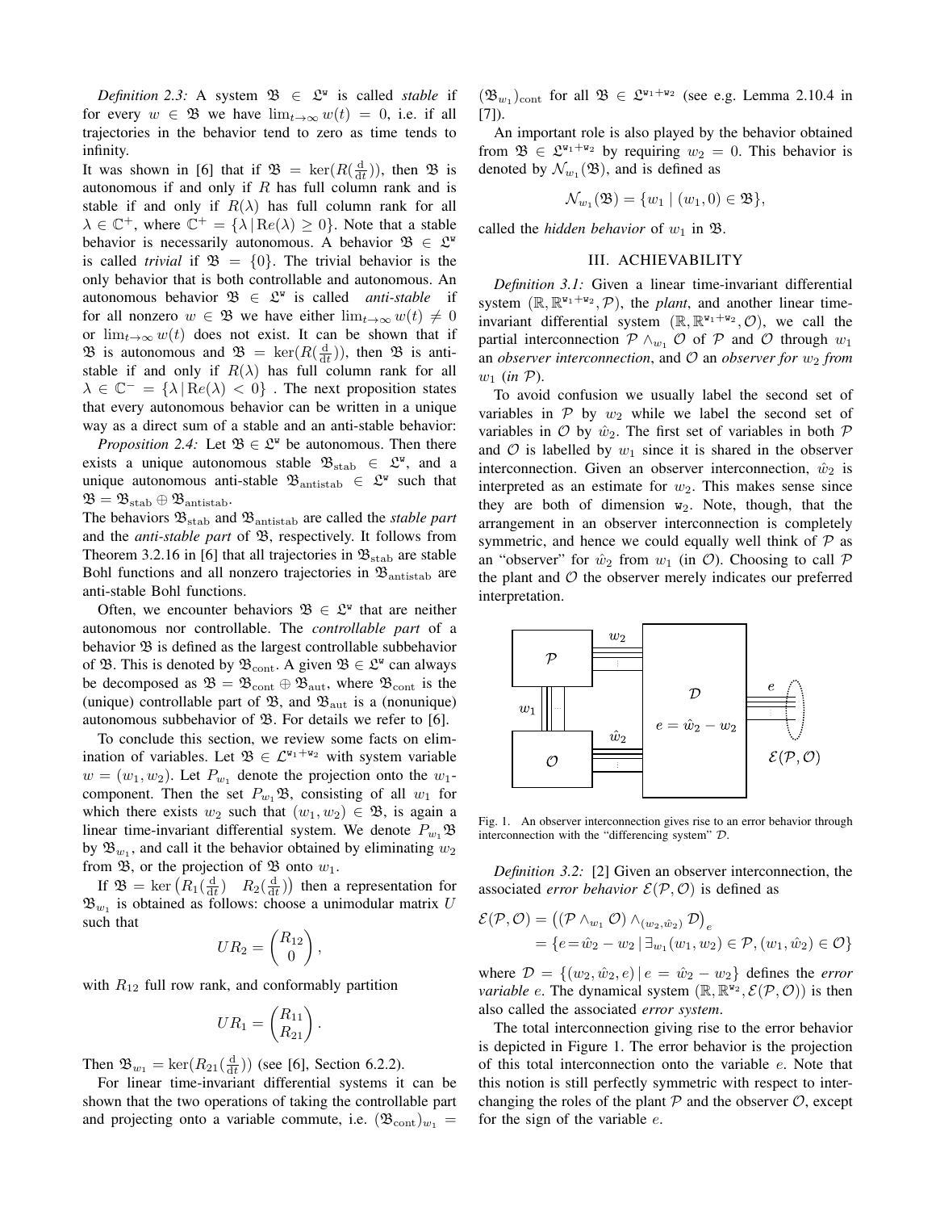*Definition 2.3:* A system $\mathfrak{B} \in \mathfrak{L}^{\mathtt{w}}$ is called *stable* if for every $w \in \mathfrak{B}$ we have $\lim_{t\to\infty} w(t) = 0$, i.e. if all trajectories in the behavior tend to zero as time tends to infinity.

It was shown in [6] that if $\mathfrak{B} = \ker(R(\frac{\mathrm{d}}{\mathrm{d}t}))$, then $\mathfrak{B}$ is autonomous if and only if $R$ has full column rank and is stable if and only if $R(\lambda)$ has full column rank for all $\lambda \in \mathbb{C}^+$, where $\mathbb{C}^+ = \{\lambda \,|\, Re(\lambda) \geq 0\}$. Note that a stable behavior is necessarily autonomous. A behavior $\mathfrak{B} \in \mathfrak{L}^{\mathtt{w}}$ is called *trivial* if $\mathfrak{B} = \{0\}$. The trivial behavior is the only behavior that is both controllable and autonomous. An autonomous behavior $\mathfrak{B} \in \mathfrak{L}^{\mathtt{w}}$ is called *anti-stable* if for all nonzero $w \in \mathfrak{B}$ we have either $\lim_{t\to\infty} w(t) \neq 0$ or $\lim_{t\to\infty} w(t)$ does not exist. It can be shown that if $\mathfrak{B}$ is autonomous and $\mathfrak{B} = \ker(R(\frac{\mathrm{d}}{\mathrm{d}t}))$, then $\mathfrak{B}$ is anti-stable if and only if $R(\lambda)$ has full column rank for all $\lambda \in \mathbb{C}^- = \{\lambda \,|\, \mathrm{Re}(\lambda) < 0\}$ . The next proposition states that every autonomous behavior can be written in a unique way as a direct sum of a stable and an anti-stable behavior:

*Proposition 2.4:* Let $\mathfrak{B} \in \mathfrak{L}^{\mathtt{w}}$ be autonomous. Then there exists a unique autonomous stable $\mathfrak{B}_{\mathrm{stab}} \in \mathfrak{L}^{\mathtt{w}}$, and a unique autonomous anti-stable $\mathfrak{B}_{\mathrm{antistab}} \in \mathfrak{L}^{\mathtt{w}}$ such that $\mathfrak{B} = \mathfrak{B}_{\mathrm{stab}} \oplus \mathfrak{B}_{\mathrm{antistab}}$.

The behaviors $\mathfrak{B}_{\mathrm{stab}}$ and $\mathfrak{B}_{\mathrm{antistab}}$ are called the *stable part* and the *anti-stable part* of $\mathfrak{B}$, respectively. It follows from Theorem 3.2.16 in [6] that all trajectories in $\mathfrak{B}_{\mathrm{stab}}$ are stable Bohl functions and all nonzero trajectories in $\mathfrak{B}_{\mathrm{antistab}}$ are anti-stable Bohl functions.

Often, we encounter behaviors $\mathfrak{B} \in \mathfrak{L}^{\mathtt{w}}$ that are neither autonomous nor controllable. The *controllable part* of a behavior $\mathfrak{B}$ is defined as the largest controllable subbehavior of $\mathfrak{B}$. This is denoted by $\mathfrak{B}_{\mathrm{cont}}$. A given $\mathfrak{B} \in \mathfrak{L}^{\mathtt{w}}$ can always be decomposed as $\mathfrak{B} = \mathfrak{B}_{\mathrm{cont}} \oplus \mathfrak{B}_{\mathrm{aut}}$, where $\mathfrak{B}_{\mathrm{cont}}$ is the (unique) controllable part of $\mathfrak{B}$, and $\mathfrak{B}_{\mathrm{aut}}$ is a (nonunique) autonomous subbehavior of $\mathfrak{B}$. For details we refer to [6].

To conclude this section, we review some facts on elimination of variables. Let $\mathfrak{B} \in \mathcal{L}^{\mathtt{w}_1+\mathtt{w}_2}$ with system variable $w = (w_1, w_2)$. Let $P_{w_1}$ denote the projection onto the $w_1$-component. Then the set $P_{w_1}\mathfrak{B}$, consisting of all $w_1$ for which there exists $w_2$ such that $(w_1, w_2) \in \mathfrak{B}$, is again a linear time-invariant differential system. We denote $P_{w_1}\mathfrak{B}$ by $\mathfrak{B}_{w_1}$, and call it the behavior obtained by eliminating $w_2$ from $\mathfrak{B}$, or the projection of $\mathfrak{B}$ onto $w_1$.

If $\mathfrak{B} = \ker\begin{pmatrix} R_1(\frac{\mathrm{d}}{\mathrm{d}t}) & R_2(\frac{\mathrm{d}}{\mathrm{d}t}) \end{pmatrix}$ then a representation for $\mathfrak{B}_{w_1}$ is obtained as follows: choose a unimodular matrix $U$ such that

$$UR_2 = \begin{pmatrix} R_{12} \\ 0 \end{pmatrix},$$

with $R_{12}$ full row rank, and conformably partition

$$UR_1 = \begin{pmatrix} R_{11} \\ R_{21} \end{pmatrix}.$$

Then $\mathfrak{B}_{w_1} = \ker(R_{21}(\frac{\mathrm{d}}{\mathrm{d}t}))$ (see [6], Section 6.2.2).

For linear time-invariant differential systems it can be shown that the two operations of taking the controllable part and projecting onto a variable commute, i.e. $(\mathfrak{B}_{\mathrm{cont}})_{w_1} = (\mathfrak{B}_{w_1})_{\mathrm{cont}}$ for all $\mathfrak{B} \in \mathfrak{L}^{\mathtt{w}_1+\mathtt{w}_2}$ (see e.g. Lemma 2.10.4 in [7]).

An important role is also played by the behavior obtained from $\mathfrak{B} \in \mathfrak{L}^{\mathtt{w}_1+\mathtt{w}_2}$ by requiring $w_2 = 0$. This behavior is denoted by $\mathcal{N}_{w_1}(\mathfrak{B})$, and is defined as

$$\mathcal{N}_{w_1}(\mathfrak{B}) = \{w_1 \mid (w_1, 0) \in \mathfrak{B}\},$$

called the *hidden behavior* of $w_1$ in $\mathfrak{B}$.

## III. ACHIEVABILITY

*Definition 3.1:* Given a linear time-invariant differential system $(\mathbb{R}, \mathbb{R}^{\mathtt{w}_1+\mathtt{w}_2}, \mathcal{P})$, the *plant*, and another linear time-invariant differential system $(\mathbb{R}, \mathbb{R}^{\mathtt{w}_1+\mathtt{w}_2}, \mathcal{O})$, we call the partial interconnection $\mathcal{P} \wedge_{w_1} \mathcal{O}$ of $\mathcal{P}$ and $\mathcal{O}$ through $w_1$ an *observer interconnection*, and $\mathcal{O}$ an *observer for $w_2$ from $w_1$ (in $\mathcal{P}$)*.

To avoid confusion we usually label the second set of variables in $\mathcal{P}$ by $w_2$ while we label the second set of variables in $\mathcal{O}$ by $\hat{w}_2$. The first set of variables in both $\mathcal{P}$ and $\mathcal{O}$ is labelled by $w_1$ since it is shared in the observer interconnection. Given an observer interconnection, $\hat{w}_2$ is interpreted as an estimate for $w_2$. This makes sense since they are both of dimension $\mathtt{w}_2$. Note, though, that the arrangement in an observer interconnection is completely symmetric, and hence we could equally well think of $\mathcal{P}$ as an "observer" for $\hat{w}_2$ from $w_1$ (in $\mathcal{O}$). Choosing to call $\mathcal{P}$ the plant and $\mathcal{O}$ the observer merely indicates our preferred interpretation.

Fig. 1. An observer interconnection gives rise to an error behavior through interconnection with the "differencing system" $\mathcal{D}$.

*Definition 3.2:* [2] Given an observer interconnection, the associated *error behavior* $\mathcal{E}(\mathcal{P}, \mathcal{O})$ is defined as

$$\begin{aligned}\mathcal{E}(\mathcal{P}, \mathcal{O}) &= \left((\mathcal{P} \wedge_{w_1} \mathcal{O}) \wedge_{(w_2,\hat{w}_2)} \mathcal{D}\right)_e \\ &= \{e = \hat{w}_2 - w_2 \mid \exists_{w_1} (w_1, w_2) \in \mathcal{P}, (w_1, \hat{w}_2) \in \mathcal{O}\}\end{aligned}$$

where $\mathcal{D} = \{(w_2, \hat{w}_2, e) \mid e = \hat{w}_2 - w_2\}$ defines the *error variable* $e$. The dynamical system $(\mathbb{R}, \mathbb{R}^{\mathtt{w}_2}, \mathcal{E}(\mathcal{P}, \mathcal{O}))$ is then also called the associated *error system*.

The total interconnection giving rise to the error behavior is depicted in Figure 1. The error behavior is the projection of this total interconnection onto the variable $e$. Note that this notion is still perfectly symmetric with respect to interchanging the roles of the plant $\mathcal{P}$ and the observer $\mathcal{O}$, except for the sign of the variable $e$.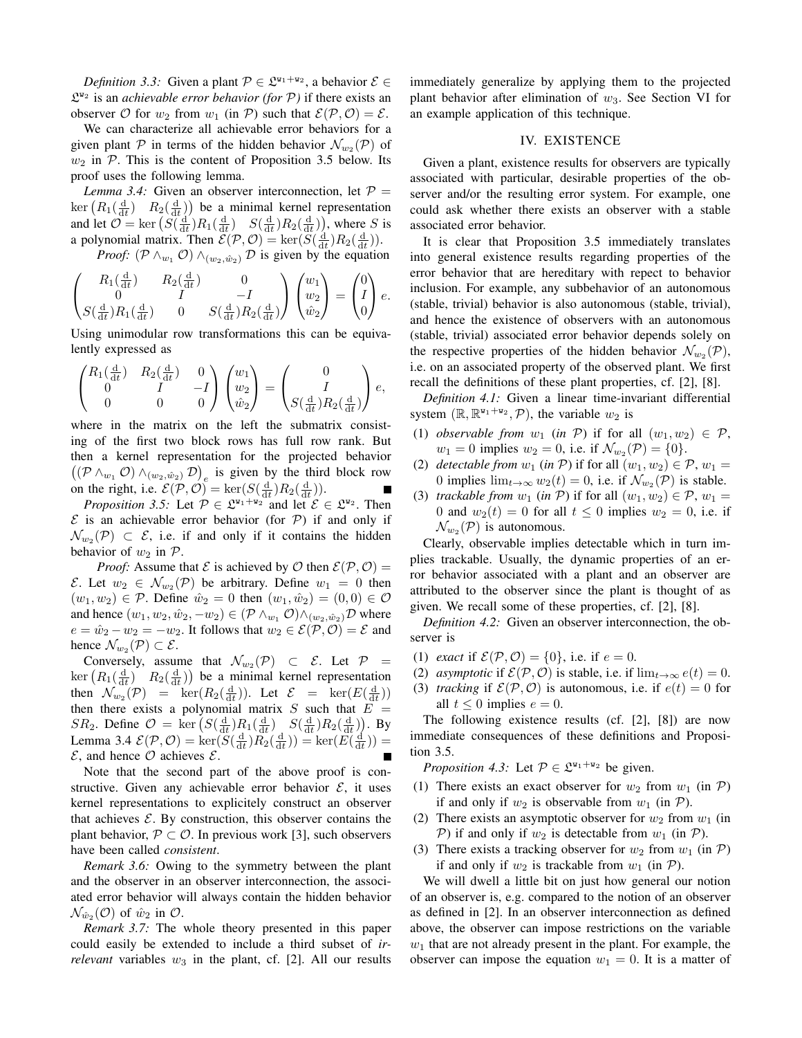*Definition 3.3:* Given a plant $\mathcal{P} \in \mathfrak{L}^{\mathtt{w}_1+\mathtt{w}_2}$, a behavior $\mathcal{E} \in \mathfrak{L}^{\mathtt{w}_2}$ is an *achievable error behavior (for $\mathcal{P}$)* if there exists an observer $\mathcal{O}$ for $w_2$ from $w_1$ (in $\mathcal{P}$) such that $\mathcal{E}(\mathcal{P}, \mathcal{O}) = \mathcal{E}$.

We can characterize all achievable error behaviors for a given plant $\mathcal{P}$ in terms of the hidden behavior $\mathcal{N}_{w_2}(\mathcal{P})$ of $w_2$ in $\mathcal{P}$. This is the content of Proposition 3.5 below. Its proof uses the following lemma.

*Lemma 3.4:* Given an observer interconnection, let $\mathcal{P} = \ker\begin{pmatrix} R_1(\frac{\mathrm{d}}{\mathrm{d}t}) & R_2(\frac{\mathrm{d}}{\mathrm{d}t})\end{pmatrix}$ be a minimal kernel representation and let $\mathcal{O} = \ker\begin{pmatrix} S(\frac{\mathrm{d}}{\mathrm{d}t})R_1(\frac{\mathrm{d}}{\mathrm{d}t}) & S(\frac{\mathrm{d}}{\mathrm{d}t})R_2(\frac{\mathrm{d}}{\mathrm{d}t})\end{pmatrix}$, where $S$ is a polynomial matrix. Then $\mathcal{E}(\mathcal{P}, \mathcal{O}) = \ker(S(\frac{\mathrm{d}}{\mathrm{d}t})R_2(\frac{\mathrm{d}}{\mathrm{d}t}))$.

*Proof:* $(\mathcal{P} \wedge_{w_1} \mathcal{O}) \wedge_{(w_2,\hat{w}_2)} \mathcal{D}$ is given by the equation

$$\begin{pmatrix} R_1(\frac{\mathrm{d}}{\mathrm{d}t}) & R_2(\frac{\mathrm{d}}{\mathrm{d}t}) & 0 \\ 0 & I & -I \\ S(\frac{\mathrm{d}}{\mathrm{d}t})R_1(\frac{\mathrm{d}}{\mathrm{d}t}) & 0 & S(\frac{\mathrm{d}}{\mathrm{d}t})R_2(\frac{\mathrm{d}}{\mathrm{d}t}) \end{pmatrix} \begin{pmatrix} w_1 \\ w_2 \\ \hat{w}_2 \end{pmatrix} = \begin{pmatrix} 0 \\ I \\ 0 \end{pmatrix} e.$$

Using unimodular row transformations this can be equivalently expressed as

$$\begin{pmatrix} R_1(\frac{\mathrm{d}}{\mathrm{d}t}) & R_2(\frac{\mathrm{d}}{\mathrm{d}t}) & 0 \\ 0 & I & -I \\ 0 & 0 & 0 \end{pmatrix} \begin{pmatrix} w_1 \\ w_2 \\ \hat{w}_2 \end{pmatrix} = \begin{pmatrix} 0 \\ I \\ S(\frac{\mathrm{d}}{\mathrm{d}t})R_2(\frac{\mathrm{d}}{\mathrm{d}t}) \end{pmatrix} e,$$

where in the matrix on the left the submatrix consisting of the first two block rows has full row rank. But then a kernel representation for the projected behavior $\left((\mathcal{P} \wedge_{w_1} \mathcal{O}) \wedge_{(w_2,\hat{w}_2)} \mathcal{D}\right)_e$ is given by the third block row on the right, i.e. $\mathcal{E}(\mathcal{P}, \mathcal{O}) = \ker(S(\frac{\mathrm{d}}{\mathrm{d}t})R_2(\frac{\mathrm{d}}{\mathrm{d}t}))$. ∎

*Proposition 3.5:* Let $\mathcal{P} \in \mathfrak{L}^{\mathtt{w}_1+\mathtt{w}_2}$ and let $\mathcal{E} \in \mathfrak{L}^{\mathtt{w}_2}$. Then $\mathcal{E}$ is an achievable error behavior (for $\mathcal{P}$) if and only if $\mathcal{N}_{w_2}(\mathcal{P}) \subset \mathcal{E}$, i.e. if and only if it contains the hidden behavior of $w_2$ in $\mathcal{P}$.

*Proof:* Assume that $\mathcal{E}$ is achieved by $\mathcal{O}$ then $\mathcal{E}(\mathcal{P}, \mathcal{O}) = \mathcal{E}$. Let $w_2 \in \mathcal{N}_{w_2}(\mathcal{P})$ be arbitrary. Define $w_1 = 0$ then $(w_1, w_2) \in \mathcal{P}$. Define $\hat{w}_2 = 0$ then $(w_1, \hat{w}_2) = (0, 0) \in \mathcal{O}$ and hence $(w_1, w_2, \hat{w}_2, -w_2) \in (\mathcal{P} \wedge_{w_1} \mathcal{O}) \wedge_{(w_2,\hat{w}_2)} \mathcal{D}$ where $e = \hat{w}_2 - w_2 = -w_2$. It follows that $w_2 \in \mathcal{E}(\mathcal{P}, \mathcal{O}) = \mathcal{E}$ and hence $\mathcal{N}_{w_2}(\mathcal{P}) \subset \mathcal{E}$.

Conversely, assume that $\mathcal{N}_{w_2}(\mathcal{P}) \subset \mathcal{E}$. Let $\mathcal{P} = \ker\begin{pmatrix} R_1(\frac{\mathrm{d}}{\mathrm{d}t}) & R_2(\frac{\mathrm{d}}{\mathrm{d}t})\end{pmatrix}$ be a minimal kernel representation then $\mathcal{N}_{w_2}(\mathcal{P}) = \ker(R_2(\frac{\mathrm{d}}{\mathrm{d}t}))$. Let $\mathcal{E} = \ker(E(\frac{\mathrm{d}}{\mathrm{d}t}))$ then there exists a polynomial matrix $S$ such that $E = SR_2$. Define $\mathcal{O} = \ker\begin{pmatrix} S(\frac{\mathrm{d}}{\mathrm{d}t})R_1(\frac{\mathrm{d}}{\mathrm{d}t}) & S(\frac{\mathrm{d}}{\mathrm{d}t})R_2(\frac{\mathrm{d}}{\mathrm{d}t})\end{pmatrix}$. By Lemma 3.4 $\mathcal{E}(\mathcal{P}, \mathcal{O}) = \ker(S(\frac{\mathrm{d}}{\mathrm{d}t})R_2(\frac{\mathrm{d}}{\mathrm{d}t})) = \ker(E(\frac{\mathrm{d}}{\mathrm{d}t})) = \mathcal{E}$, and hence $\mathcal{O}$ achieves $\mathcal{E}$. ∎

Note that the second part of the above proof is constructive. Given any achievable error behavior $\mathcal{E}$, it uses kernel representations to explicitly construct an observer that achieves $\mathcal{E}$. By construction, this observer contains the plant behavior, $\mathcal{P} \subset \mathcal{O}$. In previous work [3], such observers have been called *consistent*.

*Remark 3.6:* Owing to the symmetry between the plant and the observer in an observer interconnection, the associated error behavior will always contain the hidden behavior $\mathcal{N}_{\hat{w}_2}(\mathcal{O})$ of $\hat{w}_2$ in $\mathcal{O}$.

*Remark 3.7:* The whole theory presented in this paper could easily be extended to include a third subset of *irrelevant* variables $w_3$ in the plant, cf. [2]. All our results immediately generalize by applying them to the projected plant behavior after elimination of $w_3$. See Section VI for an example application of this technique.

## IV. EXISTENCE

Given a plant, existence results for observers are typically associated with particular, desirable properties of the observer and/or the resulting error system. For example, one could ask whether there exists an observer with a stable associated error behavior.

It is clear that Proposition 3.5 immediately translates into general existence results regarding properties of the error behavior that are hereditary with repect to behavior inclusion. For example, any subbehavior of an autonomous (stable, trivial) behavior is also autonomous (stable, trivial), and hence the existence of observers with an autonomous (stable, trivial) associated error behavior depends solely on the respective properties of the hidden behavior $\mathcal{N}_{w_2}(\mathcal{P})$, i.e. on an associated property of the observed plant. We first recall the definitions of these plant properties, cf. [2], [8].

*Definition 4.1:* Given a linear time-invariant differential system $(\mathbb{R}, \mathbb{R}^{\mathtt{w}_1+\mathtt{w}_2}, \mathcal{P})$, the variable $w_2$ is

1. *observable from* $w_1$ (*in* $\mathcal{P}$) if for all $(w_1, w_2) \in \mathcal{P}$, $w_1 = 0$ implies $w_2 = 0$, i.e. if $\mathcal{N}_{w_2}(\mathcal{P}) = \{0\}$.
2. *detectable from* $w_1$ (*in* $\mathcal{P}$) if for all $(w_1, w_2) \in \mathcal{P}$, $w_1 = 0$ implies $\lim_{t\to\infty} w_2(t) = 0$, i.e. if $\mathcal{N}_{w_2}(\mathcal{P})$ is stable.
3. *trackable from* $w_1$ (*in* $\mathcal{P}$) if for all $(w_1, w_2) \in \mathcal{P}$, $w_1 = 0$ and $w_2(t) = 0$ for all $t \le 0$ implies $w_2 = 0$, i.e. if $\mathcal{N}_{w_2}(\mathcal{P})$ is autonomous.

Clearly, observable implies detectable which in turn implies trackable. Usually, the dynamic properties of an error behavior associated with a plant and an observer are attributed to the observer since the plant is thought of as given. We recall some of these properties, cf. [2], [8].

*Definition 4.2:* Given an observer interconnection, the observer is

1. *exact* if $\mathcal{E}(\mathcal{P}, \mathcal{O}) = \{0\}$, i.e. if $e = 0$.
2. *asymptotic* if $\mathcal{E}(\mathcal{P}, \mathcal{O})$ is stable, i.e. if $\lim_{t\to\infty} e(t) = 0$.
3. *tracking* if $\mathcal{E}(\mathcal{P}, \mathcal{O})$ is autonomous, i.e. if $e(t) = 0$ for all $t \le 0$ implies $e = 0$.

The following existence results (cf. [2], [8]) are now immediate consequences of these definitions and Proposition 3.5.

*Proposition 4.3:* Let $\mathcal{P} \in \mathfrak{L}^{\mathtt{w}_1+\mathtt{w}_2}$ be given.

1. There exists an exact observer for $w_2$ from $w_1$ (in $\mathcal{P}$) if and only if $w_2$ is observable from $w_1$ (in $\mathcal{P}$).
2. There exists an asymptotic observer for $w_2$ from $w_1$ (in $\mathcal{P}$) if and only if $w_2$ is detectable from $w_1$ (in $\mathcal{P}$).
3. There exists a tracking observer for $w_2$ from $w_1$ (in $\mathcal{P}$) if and only if $w_2$ is trackable from $w_1$ (in $\mathcal{P}$).

We will dwell a little bit on just how general our notion of an observer is, e.g. compared to the notion of an observer as defined in [2]. In an observer interconnection as defined above, the observer can impose restrictions on the variable $w_1$ that are not already present in the plant. For example, the observer can impose the equation $w_1 = 0$. It is a matter of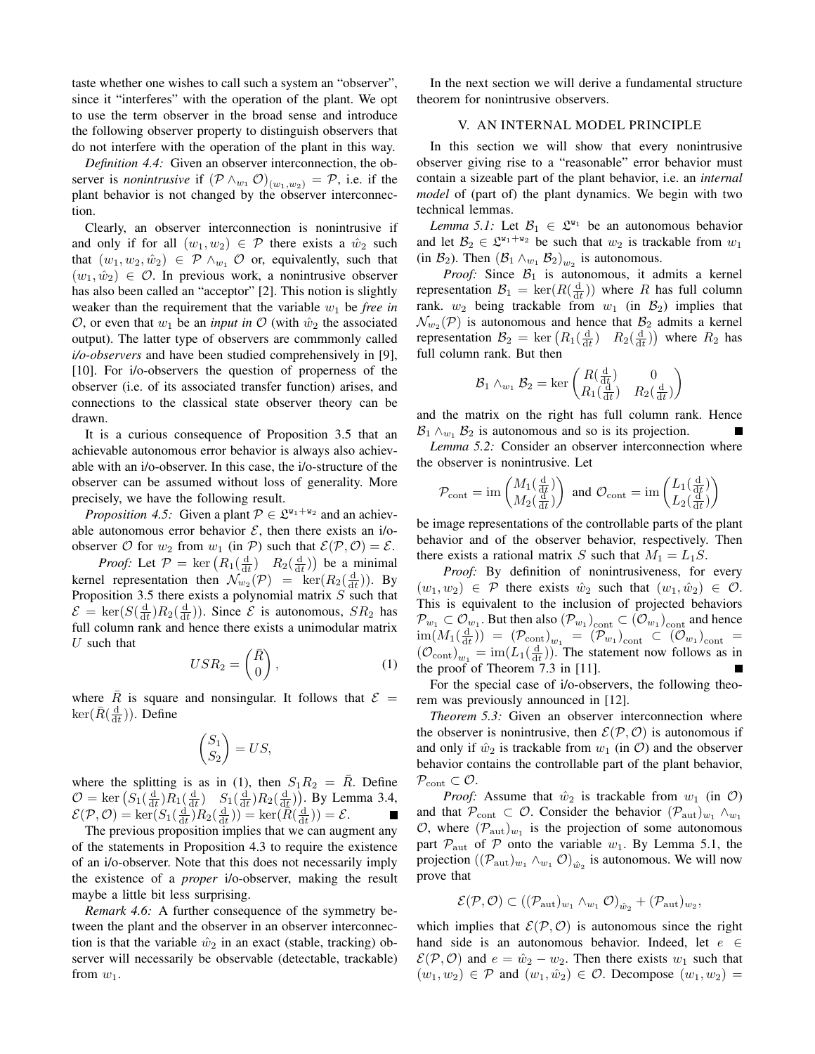taste whether one wishes to call such a system an "observer", since it "interferes" with the operation of the plant. We opt to use the term observer in the broad sense and introduce the following observer property to distinguish observers that do not interfere with the operation of the plant in this way.

*Definition 4.4:* Given an observer interconnection, the observer is *nonintrusive* if $(\mathcal{P} \wedge_{w_1} \mathcal{O})_{(w_1,w_2)} = \mathcal{P}$, i.e. if the plant behavior is not changed by the observer interconnection.

Clearly, an observer interconnection is nonintrusive if and only if for all $(w_1, w_2) \in \mathcal{P}$ there exists a $\hat{w}_2$ such that $(w_1, w_2, \hat{w}_2) \in \mathcal{P} \wedge_{w_1} \mathcal{O}$ or, equivalently, such that $(w_1, \hat{w}_2) \in \mathcal{O}$. In previous work, a nonintrusive observer has also been called an "acceptor" [2]. This notion is slightly weaker than the requirement that the variable $w_1$ be *free in* $\mathcal{O}$, or even that $w_1$ be an *input in* $\mathcal{O}$ (with $\hat{w}_2$ the associated output). The latter type of observers are commmonly called *i/o-observers* and have been studied comprehensively in [9], [10]. For i/o-observers the question of properness of the observer (i.e. of its associated transfer function) arises, and connections to the classical state observer theory can be drawn.

It is a curious consequence of Proposition 3.5 that an achievable autonomous error behavior is always also achievable with an i/o-observer. In this case, the i/o-structure of the observer can be assumed without loss of generality. More precisely, we have the following result.

*Proposition 4.5:* Given a plant $\mathcal{P} \in \mathfrak{L}^{\mathtt{w}_1+\mathtt{w}_2}$ and an achievable autonomous error behavior $\mathcal{E}$, then there exists an i/o-observer $\mathcal{O}$ for $w_2$ from $w_1$ (in $\mathcal{P}$) such that $\mathcal{E}(\mathcal{P}, \mathcal{O}) = \mathcal{E}$.

*Proof:* Let $\mathcal{P} = \ker\begin{pmatrix} R_1(\frac{\mathrm{d}}{\mathrm{d}t}) & R_2(\frac{\mathrm{d}}{\mathrm{d}t})\end{pmatrix}$ be a minimal kernel representation then $\mathcal{N}_{w_2}(\mathcal{P}) = \ker(R_2(\frac{\mathrm{d}}{\mathrm{d}t}))$. By Proposition 3.5 there exists a polynomial matrix $S$ such that $\mathcal{E} = \ker(S(\frac{\mathrm{d}}{\mathrm{d}t})R_2(\frac{\mathrm{d}}{\mathrm{d}t}))$. Since $\mathcal{E}$ is autonomous, $SR_2$ has full column rank and hence there exists a unimodular matrix $U$ such that

$$USR_2 = \begin{pmatrix} \bar{R} \\ 0 \end{pmatrix}, \tag{1}$$

where $\bar{R}$ is square and nonsingular. It follows that $\mathcal{E} = \ker(\bar{R}(\frac{\mathrm{d}}{\mathrm{d}t}))$. Define

$$\begin{pmatrix} S_1 \\ S_2 \end{pmatrix} = US,$$

where the splitting is as in (1), then $S_1 R_2 = \bar{R}$. Define $\mathcal{O} = \ker\begin{pmatrix} S_1(\frac{\mathrm{d}}{\mathrm{d}t})R_1(\frac{\mathrm{d}}{\mathrm{d}t}) & S_1(\frac{\mathrm{d}}{\mathrm{d}t})R_2(\frac{\mathrm{d}}{\mathrm{d}t})\end{pmatrix}$. By Lemma 3.4, $\mathcal{E}(\mathcal{P}, \mathcal{O}) = \ker(S_1(\frac{\mathrm{d}}{\mathrm{d}t})R_2(\frac{\mathrm{d}}{\mathrm{d}t})) = \ker(\bar{R}(\frac{\mathrm{d}}{\mathrm{d}t})) = \mathcal{E}$. ■

The previous proposition implies that we can augment any of the statements in Proposition 4.3 to require the existence of an i/o-observer. Note that this does not necessarily imply the existence of a *proper* i/o-observer, making the result maybe a little bit less surprising.

*Remark 4.6:* A further consequence of the symmetry between the plant and the observer in an observer interconnection is that the variable $\hat{w}_2$ in an exact (stable, tracking) observer will necessarily be observable (detectable, trackable) from $w_1$.

In the next section we will derive a fundamental structure theorem for nonintrusive observers.

## V. AN INTERNAL MODEL PRINCIPLE

In this section we will show that every nonintrusive observer giving rise to a "reasonable" error behavior must contain a sizeable part of the plant behavior, i.e. an *internal model* of (part of) the plant dynamics. We begin with two technical lemmas.

*Lemma 5.1:* Let $\mathcal{B}_1 \in \mathfrak{L}^{\mathtt{w}_1}$ be an autonomous behavior and let $\mathcal{B}_2 \in \mathfrak{L}^{\mathtt{w}_1+\mathtt{w}_2}$ be such that $w_2$ is trackable from $w_1$ (in $\mathcal{B}_2$). Then $(\mathcal{B}_1 \wedge_{w_1} \mathcal{B}_2)_{w_2}$ is autonomous.

*Proof:* Since $\mathcal{B}_1$ is autonomous, it admits a kernel representation $\mathcal{B}_1 = \ker(R(\frac{\mathrm{d}}{\mathrm{d}t}))$ where $R$ has full column rank. $w_2$ being trackable from $w_1$ (in $\mathcal{B}_2$) implies that $\mathcal{N}_{w_2}(\mathcal{P})$ is autonomous and hence that $\mathcal{B}_2$ admits a kernel representation $\mathcal{B}_2 = \ker\begin{pmatrix} R_1(\frac{\mathrm{d}}{\mathrm{d}t}) & R_2(\frac{\mathrm{d}}{\mathrm{d}t})\end{pmatrix}$ where $R_2$ has full column rank. But then

$$\mathcal{B}_1 \wedge_{w_1} \mathcal{B}_2 = \ker\begin{pmatrix} R(\frac{\mathrm{d}}{\mathrm{d}t}) & 0 \\ R_1(\frac{\mathrm{d}}{\mathrm{d}t}) & R_2(\frac{\mathrm{d}}{\mathrm{d}t}) \end{pmatrix}$$

and the matrix on the right has full column rank. Hence $\mathcal{B}_1 \wedge_{w_1} \mathcal{B}_2$ is autonomous and so is its projection. ■

*Lemma 5.2:* Consider an observer interconnection where the observer is nonintrusive. Let

$$\mathcal{P}_{\mathrm{cont}} = \mathrm{im}\begin{pmatrix} M_1(\frac{\mathrm{d}}{\mathrm{d}t}) \\ M_2(\frac{\mathrm{d}}{\mathrm{d}t}) \end{pmatrix} \text{ and } \mathcal{O}_{\mathrm{cont}} = \mathrm{im}\begin{pmatrix} L_1(\frac{\mathrm{d}}{\mathrm{d}t}) \\ L_2(\frac{\mathrm{d}}{\mathrm{d}t}) \end{pmatrix}$$

be image representations of the controllable parts of the plant behavior and of the observer behavior, respectively. Then there exists a rational matrix $S$ such that $M_1 = L_1 S$.

*Proof:* By definition of nonintrusiveness, for every $(w_1, w_2) \in \mathcal{P}$ there exists $\hat{w}_2$ such that $(w_1, \hat{w}_2) \in \mathcal{O}$. This is equivalent to the inclusion of projected behaviors $\mathcal{P}_{w_1} \subset \mathcal{O}_{w_1}$. But then also $(\mathcal{P}_{w_1})_{\mathrm{cont}} \subset (\mathcal{O}_{w_1})_{\mathrm{cont}}$ and hence $\mathrm{im}(M_1(\frac{\mathrm{d}}{\mathrm{d}t})) = (\mathcal{P}_{\mathrm{cont}})_{w_1} = (\mathcal{P}_{w_1})_{\mathrm{cont}} \subset (\mathcal{O}_{w_1})_{\mathrm{cont}} = (\mathcal{O}_{\mathrm{cont}})_{w_1} = \mathrm{im}(L_1(\frac{\mathrm{d}}{\mathrm{d}t}))$. The statement now follows as in the proof of Theorem 7.3 in [11]. ■

For the special case of i/o-observers, the following theorem was previously announced in [12].

*Theorem 5.3:* Given an observer interconnection where the observer is nonintrusive, then $\mathcal{E}(\mathcal{P}, \mathcal{O})$ is autonomous if and only if $\hat{w}_2$ is trackable from $w_1$ (in $\mathcal{O}$) and the observer behavior contains the controllable part of the plant behavior, $\mathcal{P}_{\mathrm{cont}} \subset \mathcal{O}$.

*Proof:* Assume that $\hat{w}_2$ is trackable from $w_1$ (in $\mathcal{O}$) and that $\mathcal{P}_{\mathrm{cont}} \subset \mathcal{O}$. Consider the behavior $(\mathcal{P}_{\mathrm{aut}})_{w_1} \wedge_{w_1} \mathcal{O}$, where $(\mathcal{P}_{\mathrm{aut}})_{w_1}$ is the projection of some autonomous part $\mathcal{P}_{\mathrm{aut}}$ of $\mathcal{P}$ onto the variable $w_1$. By Lemma 5.1, the projection $((\mathcal{P}_{\mathrm{aut}})_{w_1} \wedge_{w_1} \mathcal{O})_{\hat{w}_2}$ is autonomous. We will now prove that

$$\mathcal{E}(\mathcal{P}, \mathcal{O}) \subset ((\mathcal{P}_{\mathrm{aut}})_{w_1} \wedge_{w_1} \mathcal{O})_{\hat{w}_2} + (\mathcal{P}_{\mathrm{aut}})_{w_2},$$

which implies that $\mathcal{E}(\mathcal{P}, \mathcal{O})$ is autonomous since the right hand side is an autonomous behavior. Indeed, let $e \in \mathcal{E}(\mathcal{P}, \mathcal{O})$ and $e = \hat{w}_2 - w_2$. Then there exists $w_1$ such that $(w_1, w_2) \in \mathcal{P}$ and $(w_1, \hat{w}_2) \in \mathcal{O}$. Decompose $(w_1, w_2) =$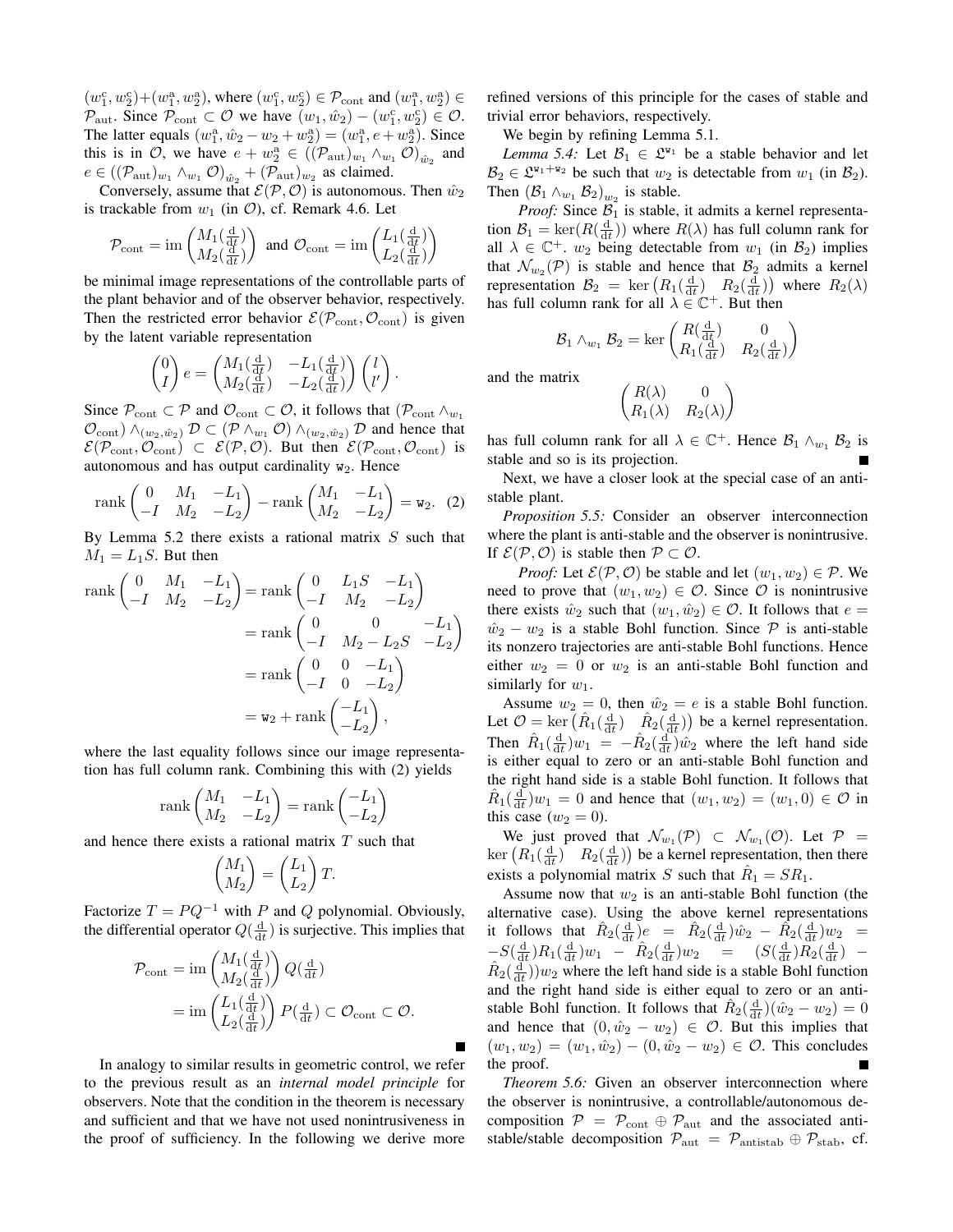$(w_1^{\rm c}, w_2^{\rm c})+(w_1^{\rm a}, w_2^{\rm a})$, where $(w_1^{\rm c}, w_2^{\rm c}) \in \mathcal{P}_{\rm cont}$ and $(w_1^{\rm a}, w_2^{\rm a}) \in \mathcal{P}_{\rm aut}$. Since $\mathcal{P}_{\rm cont} \subset \mathcal{O}$ we have $(w_1, \hat{w}_2) - (w_1^{\rm c}, w_2^{\rm c}) \in \mathcal{O}$. The latter equals $(w_1^{\rm a}, \hat{w}_2 - w_2 + w_2^{\rm a}) = (w_1^{\rm a}, e + w_2^{\rm a})$. Since this is in $\mathcal{O}$, we have $e + w_2^{\rm a} \in ((\mathcal{P}_{\rm aut})_{w_1} \wedge_{w_1} \mathcal{O})_{\hat{w}_2}$ and $e \in ((\mathcal{P}_{\rm aut})_{w_1} \wedge_{w_1} \mathcal{O})_{\hat{w}_2} + (\mathcal{P}_{\rm aut})_{w_2}$ as claimed.

Conversely, assume that $\mathcal{E}(\mathcal{P}, \mathcal{O})$ is autonomous. Then $\hat{w}_2$ is trackable from $w_1$ (in $\mathcal{O}$), cf. Remark 4.6. Let

$$\mathcal{P}_{\rm cont} = \operatorname{im} \begin{pmatrix} M_1(\frac{\rm d}{{\rm d}t}) \\ M_2(\frac{\rm d}{{\rm d}t}) \end{pmatrix} \text{ and } \mathcal{O}_{\rm cont} = \operatorname{im} \begin{pmatrix} L_1(\frac{\rm d}{{\rm d}t}) \\ L_2(\frac{\rm d}{{\rm d}t}) \end{pmatrix}$$

be minimal image representations of the controllable parts of the plant behavior and of the observer behavior, respectively. Then the restricted error behavior $\mathcal{E}(\mathcal{P}_{\rm cont}, \mathcal{O}_{\rm cont})$ is given by the latent variable representation

$$\begin{pmatrix} 0 \\ I \end{pmatrix} e = \begin{pmatrix} M_1(\frac{\rm d}{{\rm d}t}) & -L_1(\frac{\rm d}{{\rm d}t}) \\ M_2(\frac{\rm d}{{\rm d}t}) & -L_2(\frac{\rm d}{{\rm d}t}) \end{pmatrix} \begin{pmatrix} l \\ l' \end{pmatrix}.$$

Since $\mathcal{P}_{\rm cont} \subset \mathcal{P}$ and $\mathcal{O}_{\rm cont} \subset \mathcal{O}$, it follows that $(\mathcal{P}_{\rm cont} \wedge_{w_1} \mathcal{O}_{\rm cont}) \wedge_{(w_2, \hat{w}_2)} \mathcal{D} \subset (\mathcal{P} \wedge_{w_1} \mathcal{O}) \wedge_{(w_2, \hat{w}_2)} \mathcal{D}$ and hence that $\mathcal{E}(\mathcal{P}_{\rm cont}, \mathcal{O}_{\rm cont}) \subset \mathcal{E}(\mathcal{P}, \mathcal{O})$. But then $\mathcal{E}(\mathcal{P}_{\rm cont}, \mathcal{O}_{\rm cont})$ is autonomous and has output cardinality $\mathtt{w}_2$. Hence

$$\operatorname{rank} \begin{pmatrix} 0 & M_1 & -L_1 \\ -I & M_2 & -L_2 \end{pmatrix} - \operatorname{rank} \begin{pmatrix} M_1 & -L_1 \\ M_2 & -L_2 \end{pmatrix} = \mathtt{w}_2. \quad (2)$$

By Lemma 5.2 there exists a rational matrix $S$ such that $M_1 = L_1 S$. But then

$$\begin{aligned} \operatorname{rank} \begin{pmatrix} 0 & M_1 & -L_1 \\ -I & M_2 & -L_2 \end{pmatrix} &= \operatorname{rank} \begin{pmatrix} 0 & L_1 S & -L_1 \\ -I & M_2 & -L_2 \end{pmatrix} \\ &= \operatorname{rank} \begin{pmatrix} 0 & 0 & -L_1 \\ -I & M_2 - L_2 S & -L_2 \end{pmatrix} \\ &= \operatorname{rank} \begin{pmatrix} 0 & 0 & -L_1 \\ -I & 0 & -L_2 \end{pmatrix} \\ &= \mathtt{w}_2 + \operatorname{rank} \begin{pmatrix} -L_1 \\ -L_2 \end{pmatrix}, \end{aligned}$$

where the last equality follows since our image representation has full column rank. Combining this with (2) yields

$$\operatorname{rank} \begin{pmatrix} M_1 & -L_1 \\ M_2 & -L_2 \end{pmatrix} = \operatorname{rank} \begin{pmatrix} -L_1 \\ -L_2 \end{pmatrix}$$

and hence there exists a rational matrix $T$ such that

$$\begin{pmatrix} M_1 \\ M_2 \end{pmatrix} = \begin{pmatrix} L_1 \\ L_2 \end{pmatrix} T.$$

Factorize $T = PQ^{-1}$ with $P$ and $Q$ polynomial. Obviously, the differential operator $Q(\frac{\rm d}{{\rm d}t})$ is surjective. This implies that

$$\begin{aligned} \mathcal{P}_{\rm cont} &= \operatorname{im} \begin{pmatrix} M_1(\frac{\rm d}{{\rm d}t}) \\ M_2(\frac{\rm d}{{\rm d}t}) \end{pmatrix} Q(\tfrac{\rm d}{{\rm d}t}) \\ &= \operatorname{im} \begin{pmatrix} L_1(\frac{\rm d}{{\rm d}t}) \\ L_2(\frac{\rm d}{{\rm d}t}) \end{pmatrix} P(\tfrac{\rm d}{{\rm d}t}) \subset \mathcal{O}_{\rm cont} \subset \mathcal{O}. \end{aligned}$$

■

In analogy to similar results in geometric control, we refer to the previous result as an *internal model principle* for observers. Note that the condition in the theorem is necessary and sufficient and that we have not used nonintrusiveness in the proof of sufficiency. In the following we derive more refined versions of this principle for the cases of stable and trivial error behaviors, respectively.

We begin by refining Lemma 5.1.

*Lemma 5.4:* Let $\mathcal{B}_1 \in \mathfrak{L}^{\mathtt{w}_1}$ be a stable behavior and let $\mathcal{B}_2 \in \mathfrak{L}^{\mathtt{w}_1 + \mathtt{w}_2}$ be such that $w_2$ is detectable from $w_1$ (in $\mathcal{B}_2$). Then $(\mathcal{B}_1 \wedge_{w_1} \mathcal{B}_2)_{w_2}$ is stable.

*Proof:* Since $\mathcal{B}_1$ is stable, it admits a kernel representation $\mathcal{B}_1 = \ker(R(\frac{\rm d}{{\rm d}t}))$ where $R(\lambda)$ has full column rank for all $\lambda \in \mathbb{C}^+$. $w_2$ being detectable from $w_1$ (in $\mathcal{B}_2$) implies that $\mathcal{N}_{w_2}(\mathcal{P})$ is stable and hence that $\mathcal{B}_2$ admits a kernel representation $\mathcal{B}_2 = \ker \begin{pmatrix} R_1(\frac{\rm d}{{\rm d}t}) & R_2(\frac{\rm d}{{\rm d}t}) \end{pmatrix}$ where $R_2(\lambda)$ has full column rank for all $\lambda \in \mathbb{C}^+$. But then

$$\mathcal{B}_1 \wedge_{w_1} \mathcal{B}_2 = \ker \begin{pmatrix} R(\frac{\rm d}{{\rm d}t}) & 0 \\ R_1(\frac{\rm d}{{\rm d}t}) & R_2(\frac{\rm d}{{\rm d}t}) \end{pmatrix}$$

and the matrix

$$\begin{pmatrix} R(\lambda) & 0 \\ R_1(\lambda) & R_2(\lambda) \end{pmatrix}$$

has full column rank for all $\lambda \in \mathbb{C}^+$. Hence $\mathcal{B}_1 \wedge_{w_1} \mathcal{B}_2$ is stable and so is its projection. ■

Next, we have a closer look at the special case of an anti-stable plant.

*Proposition 5.5:* Consider an observer interconnection where the plant is anti-stable and the observer is nonintrusive. If $\mathcal{E}(\mathcal{P}, \mathcal{O})$ is stable then $\mathcal{P} \subset \mathcal{O}$.

*Proof:* Let $\mathcal{E}(\mathcal{P}, \mathcal{O})$ be stable and let $(w_1, w_2) \in \mathcal{P}$. We need to prove that $(w_1, w_2) \in \mathcal{O}$. Since $\mathcal{O}$ is nonintrusive there exists $\hat{w}_2$ such that $(w_1, \hat{w}_2) \in \mathcal{O}$. It follows that $e = \hat{w}_2 - w_2$ is a stable Bohl function. Since $\mathcal{P}$ is anti-stable its nonzero trajectories are anti-stable Bohl functions. Hence either $w_2 = 0$ or $w_2$ is an anti-stable Bohl function and similarly for $w_1$.

Assume $w_2 = 0$, then $\hat{w}_2 = e$ is a stable Bohl function. Let $\mathcal{O} = \ker \begin{pmatrix} \hat{R}_1(\frac{\rm d}{{\rm d}t}) & \hat{R}_2(\frac{\rm d}{{\rm d}t}) \end{pmatrix}$ be a kernel representation. Then $\hat{R}_1(\frac{\rm d}{{\rm d}t}) w_1 = -\hat{R}_2(\frac{\rm d}{{\rm d}t}) \hat{w}_2$ where the left hand side is either equal to zero or an anti-stable Bohl function and the right hand side is a stable Bohl function. It follows that $\hat{R}_1(\frac{\rm d}{{\rm d}t}) w_1 = 0$ and hence that $(w_1, w_2) = (w_1, 0) \in \mathcal{O}$ in this case ($w_2 = 0$).

We just proved that $\mathcal{N}_{w_1}(\mathcal{P}) \subset \mathcal{N}_{w_1}(\mathcal{O})$. Let $\mathcal{P} = \ker \begin{pmatrix} R_1(\frac{\rm d}{{\rm d}t}) & R_2(\frac{\rm d}{{\rm d}t}) \end{pmatrix}$ be a kernel representation, then there exists a polynomial matrix $S$ such that $\hat{R}_1 = S R_1$.

Assume now that $w_2$ is an anti-stable Bohl function (the alternative case). Using the above kernel representations it follows that $\hat{R}_2(\frac{\rm d}{{\rm d}t}) e = \hat{R}_2(\frac{\rm d}{{\rm d}t}) \hat{w}_2 - \hat{R}_2(\frac{\rm d}{{\rm d}t}) w_2 = -S(\frac{\rm d}{{\rm d}t}) R_1(\frac{\rm d}{{\rm d}t}) w_1 - \hat{R}_2(\frac{\rm d}{{\rm d}t}) w_2 = (S(\frac{\rm d}{{\rm d}t}) R_2(\frac{\rm d}{{\rm d}t}) - \hat{R}_2(\frac{\rm d}{{\rm d}t})) w_2$ where the left hand side is a stable Bohl function and the right hand side is either equal to zero or an anti-stable Bohl function. It follows that $\hat{R}_2(\frac{\rm d}{{\rm d}t})(\hat{w}_2 - w_2) = 0$ and hence that $(0, \hat{w}_2 - w_2) \in \mathcal{O}$. But this implies that $(w_1, w_2) = (w_1, \hat{w}_2) - (0, \hat{w}_2 - w_2) \in \mathcal{O}$. This concludes the proof. ■

*Theorem 5.6:* Given an observer interconnection where the observer is nonintrusive, a controllable/autonomous decomposition $\mathcal{P} = \mathcal{P}_{\rm cont} \oplus \mathcal{P}_{\rm aut}$ and the associated anti-stable/stable decomposition $\mathcal{P}_{\rm aut} = \mathcal{P}_{\rm antistab} \oplus \mathcal{P}_{\rm stab}$, cf.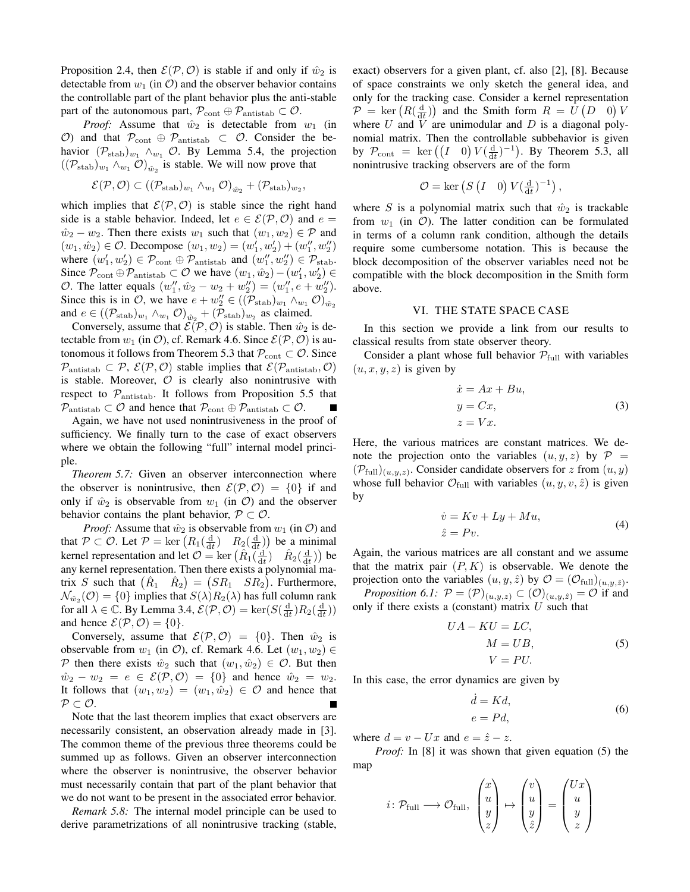Proposition 2.4, then $\mathcal{E}(\mathcal{P},\mathcal{O})$ is stable if and only if $\hat{w}_2$ is detectable from $w_1$ (in $\mathcal{O}$) and the observer behavior contains the controllable part of the plant behavior plus the anti-stable part of the autonomous part, $\mathcal{P}_{\text{cont}} \oplus \mathcal{P}_{\text{antistab}} \subset \mathcal{O}$.

*Proof:* Assume that $\hat{w}_2$ is detectable from $w_1$ (in $\mathcal{O}$) and that $\mathcal{P}_{\text{cont}} \oplus \mathcal{P}_{\text{antistab}} \subset \mathcal{O}$. Consider the behavior $(\mathcal{P}_{\text{stab}})_{w_1} \wedge_{w_1} \mathcal{O}$. By Lemma 5.4, the projection $((\mathcal{P}_{\text{stab}})_{w_1} \wedge_{w_1} \mathcal{O})_{\hat{w}_2}$ is stable. We will now prove that

$$\mathcal{E}(\mathcal{P},\mathcal{O}) \subset ((\mathcal{P}_{\text{stab}})_{w_1} \wedge_{w_1} \mathcal{O})_{\hat{w}_2} + (\mathcal{P}_{\text{stab}})_{w_2},$$

which implies that $\mathcal{E}(\mathcal{P},\mathcal{O})$ is stable since the right hand side is a stable behavior. Indeed, let $e \in \mathcal{E}(\mathcal{P},\mathcal{O})$ and $e = \hat{w}_2 - w_2$. Then there exists $w_1$ such that $(w_1, w_2) \in \mathcal{P}$ and $(w_1, \hat{w}_2) \in \mathcal{O}$. Decompose $(w_1, w_2) = (w_1', w_2') + (w_1'', w_2'')$ where $(w_1', w_2') \in \mathcal{P}_{\text{cont}} \oplus \mathcal{P}_{\text{antistab}}$ and $(w_1'', w_2'') \in \mathcal{P}_{\text{stab}}$. Since $\mathcal{P}_{\text{cont}} \oplus \mathcal{P}_{\text{antistab}} \subset \mathcal{O}$ we have $(w_1, \hat{w}_2) - (w_1', w_2') \in \mathcal{O}$. The latter equals $(w_1'', \hat{w}_2 - w_2 + w_2'') = (w_1'', e + w_2'')$. Since this is in $\mathcal{O}$, we have $e + w_2'' \in ((\mathcal{P}_{\text{stab}})_{w_1} \wedge_{w_1} \mathcal{O})_{\hat{w}_2}$ and $e \in ((\mathcal{P}_{\text{stab}})_{w_1} \wedge_{w_1} \mathcal{O})_{\hat{w}_2} + (\mathcal{P}_{\text{stab}})_{w_2}$ as claimed.

Conversely, assume that $\mathcal{E}(\mathcal{P},\mathcal{O})$ is stable. Then $\hat{w}_2$ is detectable from $w_1$ (in $\mathcal{O}$), cf. Remark 4.6. Since $\mathcal{E}(\mathcal{P},\mathcal{O})$ is autonomous it follows from Theorem 5.3 that $\mathcal{P}_{\text{cont}} \subset \mathcal{O}$. Since $\mathcal{P}_{\text{antistab}} \subset \mathcal{P}$, $\mathcal{E}(\mathcal{P},\mathcal{O})$ stable implies that $\mathcal{E}(\mathcal{P}_{\text{antistab}},\mathcal{O})$ is stable. Moreover, $\mathcal{O}$ is clearly also nonintrusive with respect to $\mathcal{P}_{\text{antistab}}$. It follows from Proposition 5.5 that $\mathcal{P}_{\text{antistab}} \subset \mathcal{O}$ and hence that $\mathcal{P}_{\text{cont}} \oplus \mathcal{P}_{\text{antistab}} \subset \mathcal{O}$. ∎

Again, we have not used nonintrusiveness in the proof of sufficiency. We finally turn to the case of exact observers where we obtain the following "full" internal model principle.

*Theorem 5.7:* Given an observer interconnection where the observer is nonintrusive, then $\mathcal{E}(\mathcal{P},\mathcal{O}) = \{0\}$ if and only if $\hat{w}_2$ is observable from $w_1$ (in $\mathcal{O}$) and the observer behavior contains the plant behavior, $\mathcal{P} \subset \mathcal{O}$.

*Proof:* Assume that $\hat{w}_2$ is observable from $w_1$ (in $\mathcal{O}$) and that $\mathcal{P} \subset \mathcal{O}$. Let $\mathcal{P} = \ker\begin{pmatrix} R_1(\frac{\mathrm{d}}{\mathrm{d}t}) & R_2(\frac{\mathrm{d}}{\mathrm{d}t}) \end{pmatrix}$ be a minimal kernel representation and let $\mathcal{O} = \ker\begin{pmatrix} \hat{R}_1(\frac{\mathrm{d}}{\mathrm{d}t}) & \hat{R}_2(\frac{\mathrm{d}}{\mathrm{d}t}) \end{pmatrix}$ be any kernel representation. Then there exists a polynomial matrix $S$ such that $\begin{pmatrix} \hat{R}_1 & \hat{R}_2 \end{pmatrix} = \begin{pmatrix} SR_1 & SR_2 \end{pmatrix}$. Furthermore, $\mathcal{N}_{\hat{w}_2}(\mathcal{O}) = \{0\}$ implies that $S(\lambda)R_2(\lambda)$ has full column rank for all $\lambda \in \mathbb{C}$. By Lemma 3.4, $\mathcal{E}(\mathcal{P},\mathcal{O}) = \ker(S(\frac{\mathrm{d}}{\mathrm{d}t})R_2(\frac{\mathrm{d}}{\mathrm{d}t}))$ and hence $\mathcal{E}(\mathcal{P},\mathcal{O}) = \{0\}$.

Conversely, assume that $\mathcal{E}(\mathcal{P},\mathcal{O}) = \{0\}$. Then $\hat{w}_2$ is observable from $w_1$ (in $\mathcal{O}$), cf. Remark 4.6. Let $(w_1, w_2) \in \mathcal{P}$ then there exists $\hat{w}_2$ such that $(w_1, \hat{w}_2) \in \mathcal{O}$. But then $\hat{w}_2 - w_2 = e \in \mathcal{E}(\mathcal{P},\mathcal{O}) = \{0\}$ and hence $\hat{w}_2 = w_2$. It follows that $(w_1, w_2) = (w_1, \hat{w}_2) \in \mathcal{O}$ and hence that $\mathcal{P} \subset \mathcal{O}$. ∎

Note that the last theorem implies that exact observers are necessarily consistent, an observation already made in [3]. The common theme of the previous three theorems could be summed up as follows. Given an observer interconnection where the observer is nonintrusive, the observer behavior must necessarily contain that part of the plant behavior that we do not want to be present in the associated error behavior.

*Remark 5.8:* The internal model principle can be used to derive parametrizations of all nonintrusive tracking (stable, exact) observers for a given plant, cf. also [2], [8]. Because of space constraints we only sketch the general idea, and only for the tracking case. Consider a kernel representation $\mathcal{P} = \ker\left(R(\frac{\mathrm{d}}{\mathrm{d}t})\right)$ and the Smith form $R = U\begin{pmatrix} D & 0 \end{pmatrix}V$ where $U$ and $V$ are unimodular and $D$ is a diagonal polynomial matrix. Then the controllable subbehavior is given by $\mathcal{P}_{\text{cont}} = \ker\left(\begin{pmatrix} I & 0 \end{pmatrix}V(\frac{\mathrm{d}}{\mathrm{d}t})^{-1}\right)$. By Theorem 5.3, all nonintrusive tracking observers are of the form

$$\mathcal{O} = \ker\left(S\begin{pmatrix} I & 0 \end{pmatrix}V(\tfrac{\mathrm{d}}{\mathrm{d}t})^{-1}\right),$$

where $S$ is a polynomial matrix such that $\hat{w}_2$ is trackable from $w_1$ (in $\mathcal{O}$). The latter condition can be formulated in terms of a column rank condition, although the details require some cumbersome notation. This is because the block decomposition of the observer variables need not be compatible with the block decomposition in the Smith form above.

## VI. The State Space Case

In this section we provide a link from our results to classical results from state observer theory.

Consider a plant whose full behavior $\mathcal{P}_{\text{full}}$ with variables $(u, x, y, z)$ is given by

$$\begin{aligned} \dot{x} &= Ax + Bu, \\ y &= Cx, \\ z &= Vx. \end{aligned} \tag{3}$$

Here, the various matrices are constant matrices. We denote the projection onto the variables $(u, y, z)$ by $\mathcal{P} = (\mathcal{P}_{\text{full}})_{(u,y,z)}$. Consider candidate observers for $z$ from $(u, y)$ whose full behavior $\mathcal{O}_{\text{full}}$ with variables $(u, y, v, \hat{z})$ is given by

$$\begin{aligned} \dot{v} &= Kv + Ly + Mu, \\ \hat{z} &= Pv. \end{aligned} \tag{4}$$

Again, the various matrices are all constant and we assume that the matrix pair $(P, K)$ is observable. We denote the projection onto the variables $(u, y, \hat{z})$ by $\mathcal{O} = (\mathcal{O}_{\text{full}})_{(u,y,\hat{z})}$.

*Proposition 6.1:* $\mathcal{P} = (\mathcal{P})_{(u,y,z)} \subset (\mathcal{O})_{(u,y,\hat{z})} = \mathcal{O}$ if and only if there exists a (constant) matrix $U$ such that

$$\begin{aligned} UA - KU &= LC, \\ M &= UB, \\ V &= PU. \end{aligned} \tag{5}$$

In this case, the error dynamics are given by

$$\begin{aligned} \dot{d} &= Kd, \\ e &= Pd, \end{aligned} \tag{6}$$

where $d = v - Ux$ and $e = \hat{z} - z$.

*Proof:* In [8] it was shown that given equation (5) the map

$$i \colon \mathcal{P}_{\text{full}} \longrightarrow \mathcal{O}_{\text{full}}, \begin{pmatrix} x \\ u \\ y \\ z \end{pmatrix} \mapsto \begin{pmatrix} v \\ u \\ y \\ \hat{z} \end{pmatrix} = \begin{pmatrix} Ux \\ u \\ y \\ z \end{pmatrix}$$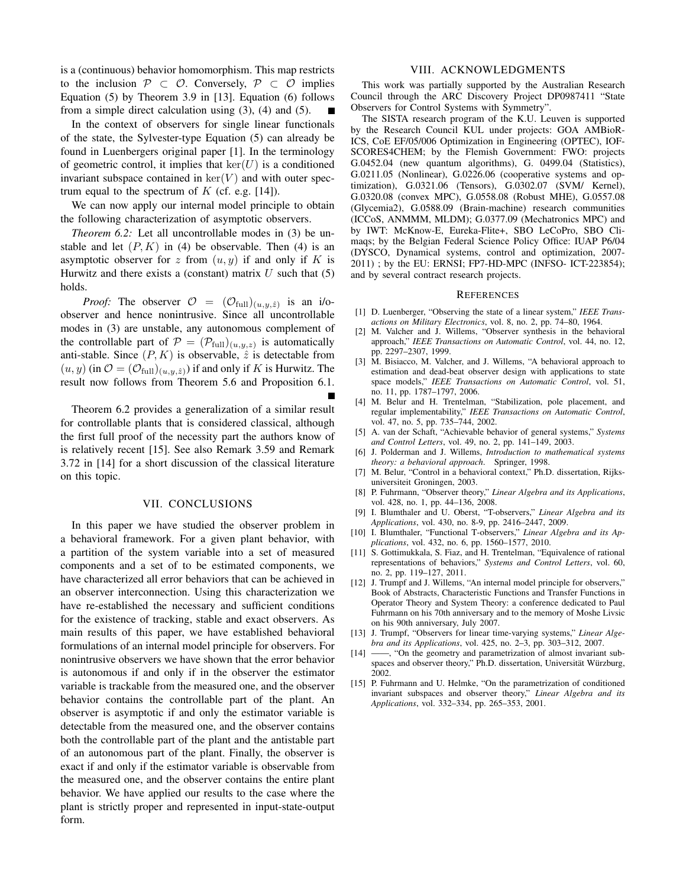is a (continuous) behavior homomorphism. This map restricts to the inclusion $\mathcal{P} \subset \mathcal{O}$. Conversely, $\mathcal{P} \subset \mathcal{O}$ implies Equation (5) by Theorem 3.9 in [13]. Equation (6) follows from a simple direct calculation using (3), (4) and (5). ∎

In the context of observers for single linear functionals of the state, the Sylvester-type Equation (5) can already be found in Luenbergers original paper [1]. In the terminology of geometric control, it implies that $\ker(U)$ is a conditioned invariant subspace contained in $\ker(V)$ and with outer spectrum equal to the spectrum of $K$ (cf. e.g. [14]).

We can now apply our internal model principle to obtain the following characterization of asymptotic observers.

*Theorem 6.2:* Let all uncontrollable modes in (3) be unstable and let $(P, K)$ in (4) be observable. Then (4) is an asymptotic observer for $z$ from $(u, y)$ if and only if $K$ is Hurwitz and there exists a (constant) matrix $U$ such that (5) holds.

*Proof:* The observer $\mathcal{O} = (\mathcal{O}_{\text{full}})_{(u,y,\hat{z})}$ is an i/o-observer and hence nonintrusive. Since all uncontrollable modes in (3) are unstable, any autonomous complement of the controllable part of $\mathcal{P} = (\mathcal{P}_{\text{full}})_{(u,y,z)}$ is automatically anti-stable. Since $(P, K)$ is observable, $\hat{z}$ is detectable from $(u, y)$ (in $\mathcal{O} = (\mathcal{O}_{\text{full}})_{(u,y,\hat{z})}$) if and only if $K$ is Hurwitz. The result now follows from Theorem 5.6 and Proposition 6.1. ∎

Theorem 6.2 provides a generalization of a similar result for controllable plants that is considered classical, although the first full proof of the necessity part the authors know of is relatively recent [15]. See also Remark 3.59 and Remark 3.72 in [14] for a short discussion of the classical literature on this topic.

## VII. CONCLUSIONS

In this paper we have studied the observer problem in a behavioral framework. For a given plant behavior, with a partition of the system variable into a set of measured components and a set of to be estimated components, we have characterized all error behaviors that can be achieved in an observer interconnection. Using this characterization we have re-established the necessary and sufficient conditions for the existence of tracking, stable and exact observers. As main results of this paper, we have established behavioral formulations of an internal model principle for observers. For nonintrusive observers we have shown that the error behavior is autonomous if and only if in the observer the estimator variable is trackable from the measured one, and the observer behavior contains the controllable part of the plant. An observer is asymptotic if and only the estimator variable is detectable from the measured one, and the observer contains both the controllable part of the plant and the antistable part of an autonomous part of the plant. Finally, the observer is exact if and only if the estimator variable is observable from the measured one, and the observer contains the entire plant behavior. We have applied our results to the case where the plant is strictly proper and represented in input-state-output form.

## VIII. ACKNOWLEDGMENTS

This work was partially supported by the Australian Research Council through the ARC Discovery Project DP0987411 "State Observers for Control Systems with Symmetry".

The SISTA research program of the K.U. Leuven is supported by the Research Council KUL under projects: GOA AMBioRICS, CoE EF/05/006 Optimization in Engineering (OPTEC), IOF-SCORES4CHEM; by the Flemish Government: FWO: projects G.0452.04 (new quantum algorithms), G. 0499.04 (Statistics), G.0211.05 (Nonlinear), G.0226.06 (cooperative systems and optimization), G.0321.06 (Tensors), G.0302.07 (SVM/ Kernel), G.0320.08 (convex MPC), G.0558.08 (Robust MHE), G.0557.08 (Glycemia2), G.0588.09 (Brain-machine) research communities (ICCoS, ANMMM, MLDM); G.0377.09 (Mechatronics MPC) and by IWT: McKnow-E, Eureka-Flite+, SBO LeCoPro, SBO Climaqs; by the Belgian Federal Science Policy Office: IUAP P6/04 (DYSCO, Dynamical systems, control and optimization, 2007-2011) ; by the EU: ERNSI; FP7-HD-MPC (INFSO- ICT-223854); and by several contract research projects.

## REFERENCES

[1] D. Luenberger, "Observing the state of a linear system," *IEEE Transactions on Military Electronics*, vol. 8, no. 2, pp. 74–80, 1964.

[2] M. Valcher and J. Willems, "Observer synthesis in the behavioral approach," *IEEE Transactions on Automatic Control*, vol. 44, no. 12, pp. 2297–2307, 1999.

[3] M. Bisiacco, M. Valcher, and J. Willems, "A behavioral approach to estimation and dead-beat observer design with applications to state space models," *IEEE Transactions on Automatic Control*, vol. 51, no. 11, pp. 1787–1797, 2006.

[4] M. Belur and H. Trentelman, "Stabilization, pole placement, and regular implementability," *IEEE Transactions on Automatic Control*, vol. 47, no. 5, pp. 735–744, 2002.

[5] A. van der Schaft, "Achievable behavior of general systems," *Systems and Control Letters*, vol. 49, no. 2, pp. 141–149, 2003.

[6] J. Polderman and J. Willems, *Introduction to mathematical systems theory: a behavioral approach*. Springer, 1998.

[7] M. Belur, "Control in a behavioral context," Ph.D. dissertation, Rijksuniversiteit Groningen, 2003.

[8] P. Fuhrmann, "Observer theory," *Linear Algebra and its Applications*, vol. 428, no. 1, pp. 44–136, 2008.

[9] I. Blumthaler and U. Oberst, "T-observers," *Linear Algebra and its Applications*, vol. 430, no. 8-9, pp. 2416–2447, 2009.

[10] I. Blumthaler, "Functional T-observers," *Linear Algebra and its Applications*, vol. 432, no. 6, pp. 1560–1577, 2010.

[11] S. Gottimukkala, S. Fiaz, and H. Trentelman, "Equivalence of rational representations of behaviors," *Systems and Control Letters*, vol. 60, no. 2, pp. 119–127, 2011.

[12] J. Trumpf and J. Willems, "An internal model principle for observers," Book of Abstracts, Characteristic Functions and Transfer Functions in Operator Theory and System Theory: a conference dedicated to Paul Fuhrmann on his 70th anniversary and to the memory of Moshe Livsic on his 90th anniversary, July 2007.

[13] J. Trumpf, "Observers for linear time-varying systems," *Linear Algebra and its Applications*, vol. 425, no. 2–3, pp. 303–312, 2007.

[14] ——, "On the geometry and parametrization of almost invariant subspaces and observer theory," Ph.D. dissertation, Universität Würzburg, 2002.

[15] P. Fuhrmann and U. Helmke, "On the parametrization of conditioned invariant subspaces and observer theory," *Linear Algebra and its Applications*, vol. 332–334, pp. 265–353, 2001.